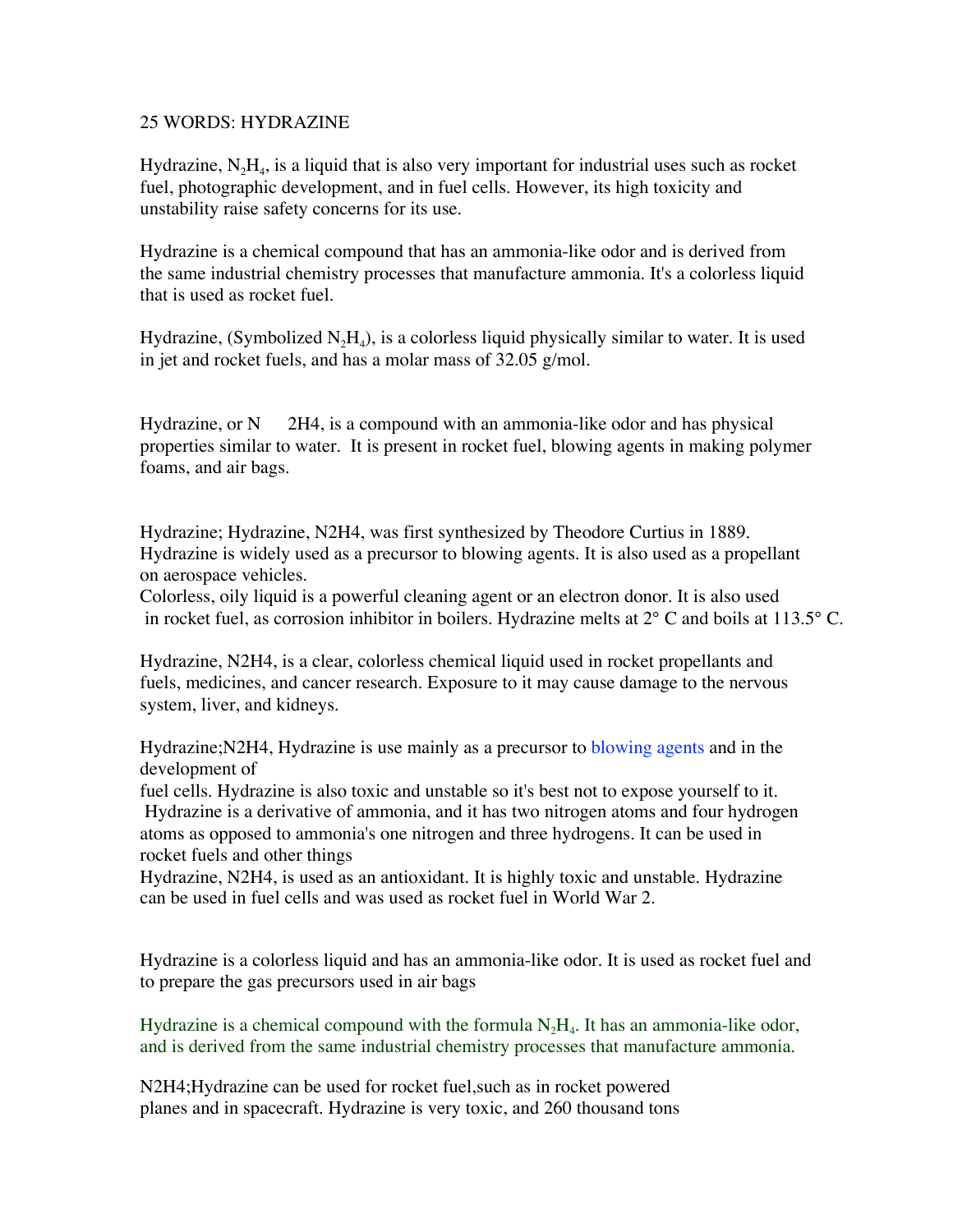25 WORDS: HYDRAZINE

Hydrazine, $N_2H_4$, is a liquid that is also very important for industrial uses such as rocket fuel, photographic development, and in fuel cells. However, its high toxicity and unstability raise safety concerns for its use.

Hydrazine is a chemical compound that has an ammonia-like odor and is derived from the same industrial chemistry processes that manufacture ammonia. It's a colorless liquid that is used as rocket fuel.

Hydrazine, (Symbolized $N_2H_4$), is a colorless liquid physically similar to water. It is used in jet and rocket fuels, and has a molar mass of 32.05 g/mol.

Hydrazine, or N 2H4, is a compound with an ammonia-like odor and has physical properties similar to water. It is present in rocket fuel, blowing agents in making polymer foams, and air bags.

Hydrazine; Hydrazine, N2H4, was first synthesized by Theodore Curtius in 1889. Hydrazine is widely used as a precursor to blowing agents. It is also used as a propellant on aerospace vehicles.
Colorless, oily liquid is a powerful cleaning agent or an electron donor. It is also used in rocket fuel, as corrosion inhibitor in boilers. Hydrazine melts at 2° C and boils at 113.5° C.

Hydrazine, N2H4, is a clear, colorless chemical liquid used in rocket propellants and fuels, medicines, and cancer research. Exposure to it may cause damage to the nervous system, liver, and kidneys.

Hydrazine;N2H4, Hydrazine is use mainly as a precursor to blowing agents and in the development of
fuel cells. Hydrazine is also toxic and unstable so it's best not to expose yourself to it.
Hydrazine is a derivative of ammonia, and it has two nitrogen atoms and four hydrogen atoms as opposed to ammonia's one nitrogen and three hydrogens. It can be used in rocket fuels and other things
Hydrazine, N2H4, is used as an antioxidant. It is highly toxic and unstable. Hydrazine can be used in fuel cells and was used as rocket fuel in World War 2.

Hydrazine is a colorless liquid and has an ammonia-like odor. It is used as rocket fuel and to prepare the gas precursors used in air bags

Hydrazine is a chemical compound with the formula $N_2H_4$. It has an ammonia-like odor, and is derived from the same industrial chemistry processes that manufacture ammonia.

N2H4;Hydrazine can be used for rocket fuel,such as in rocket powered planes and in spacecraft. Hydrazine is very toxic, and 260 thousand tons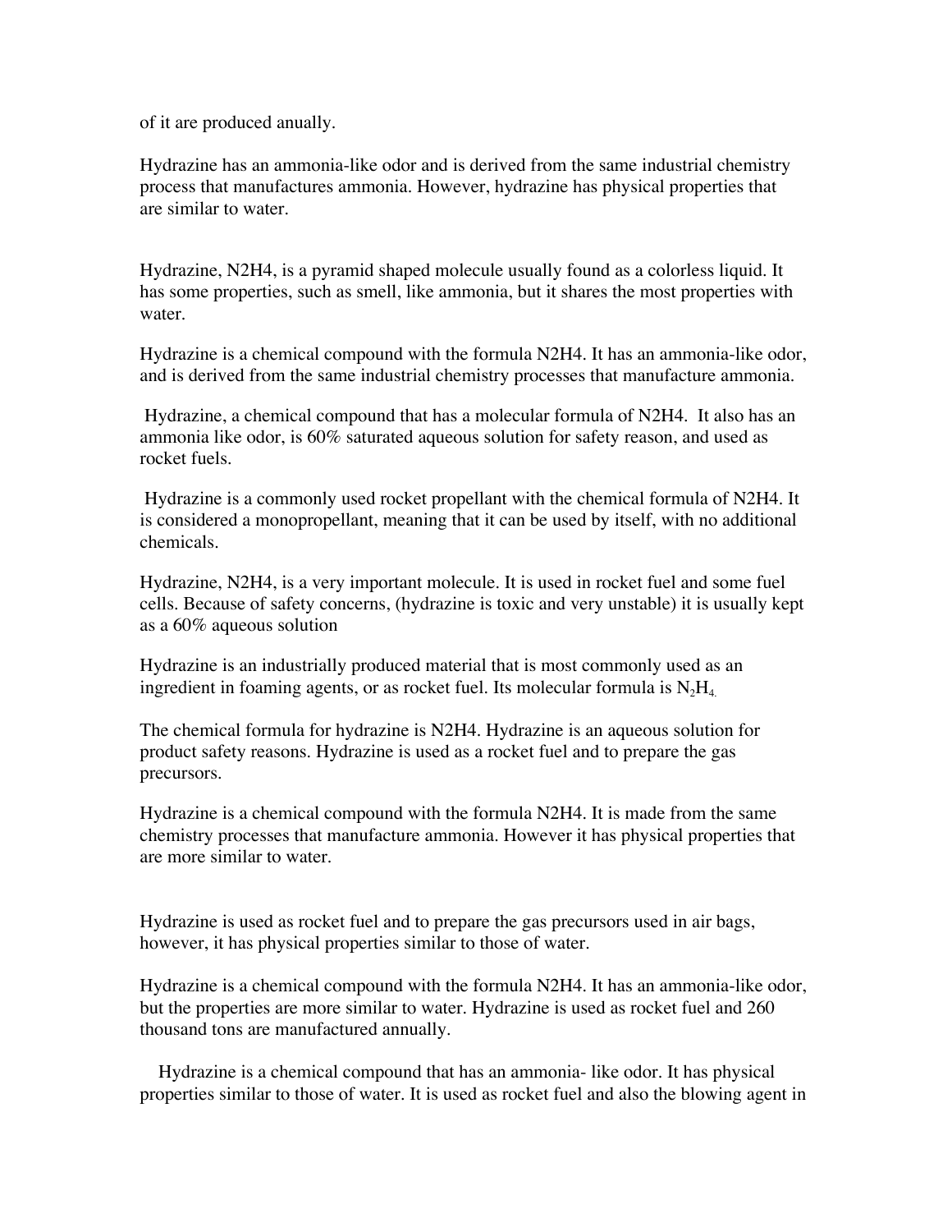of it are produced anually.

Hydrazine has an ammonia-like odor and is derived from the same industrial chemistry process that manufactures ammonia. However, hydrazine has physical properties that are similar to water.

Hydrazine, N2H4, is a pyramid shaped molecule usually found as a colorless liquid. It has some properties, such as smell, like ammonia, but it shares the most properties with water.

Hydrazine is a chemical compound with the formula N2H4. It has an ammonia-like odor, and is derived from the same industrial chemistry processes that manufacture ammonia.

Hydrazine, a chemical compound that has a molecular formula of N2H4. It also has an ammonia like odor, is 60% saturated aqueous solution for safety reason, and used as rocket fuels.

Hydrazine is a commonly used rocket propellant with the chemical formula of N2H4. It is considered a monopropellant, meaning that it can be used by itself, with no additional chemicals.

Hydrazine, N2H4, is a very important molecule. It is used in rocket fuel and some fuel cells. Because of safety concerns, (hydrazine is toxic and very unstable) it is usually kept as a 60% aqueous solution

Hydrazine is an industrially produced material that is most commonly used as an ingredient in foaming agents, or as rocket fuel. Its molecular formula is $N_2H_4$.

The chemical formula for hydrazine is N2H4. Hydrazine is an aqueous solution for product safety reasons. Hydrazine is used as a rocket fuel and to prepare the gas precursors.

Hydrazine is a chemical compound with the formula N2H4. It is made from the same chemistry processes that manufacture ammonia. However it has physical properties that are more similar to water.

Hydrazine is used as rocket fuel and to prepare the gas precursors used in air bags, however, it has physical properties similar to those of water.

Hydrazine is a chemical compound with the formula N2H4. It has an ammonia-like odor, but the properties are more similar to water. Hydrazine is used as rocket fuel and 260 thousand tons are manufactured annually.

Hydrazine is a chemical compound that has an ammonia- like odor. It has physical properties similar to those of water. It is used as rocket fuel and also the blowing agent in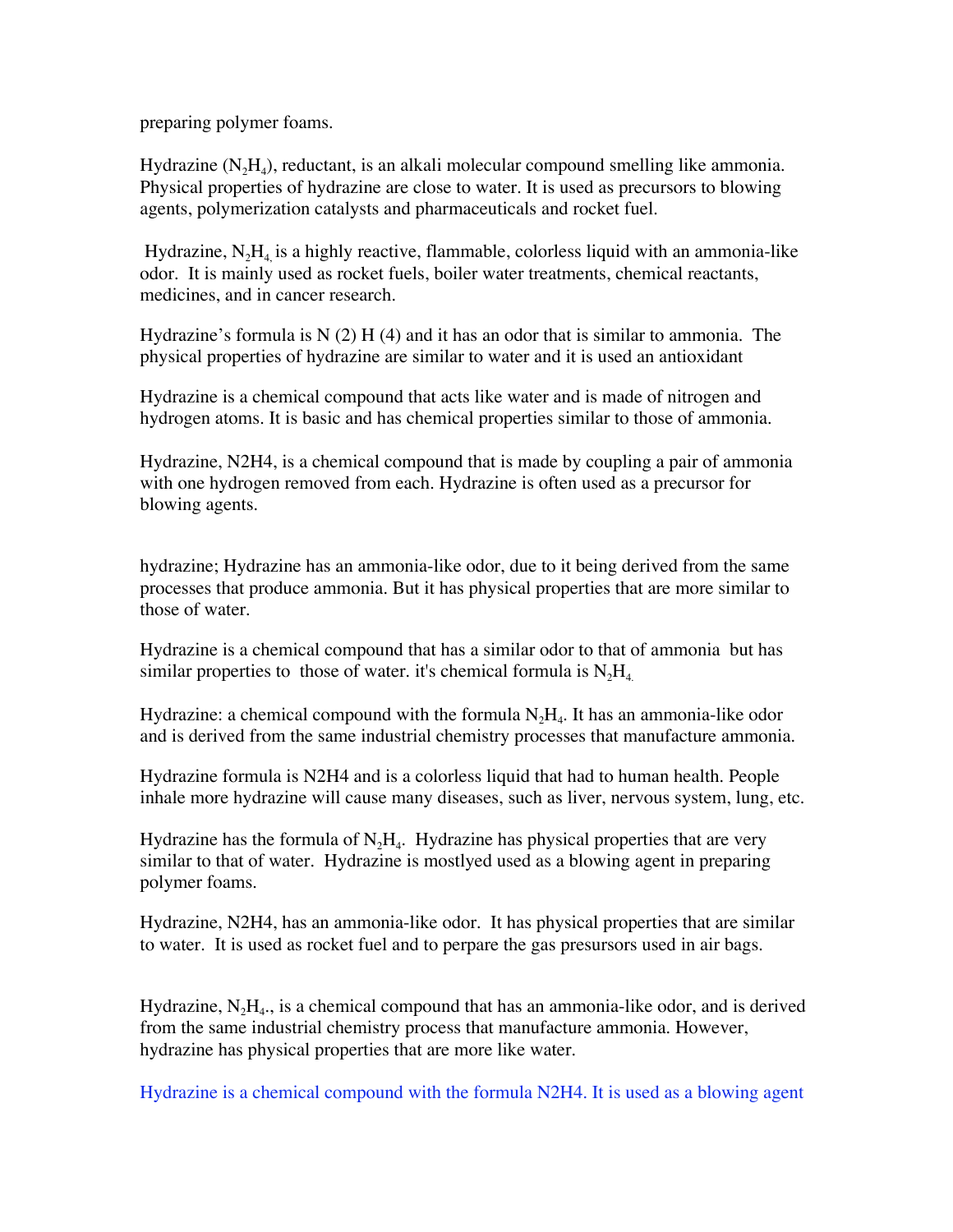preparing polymer foams.

Hydrazine ($N_2H_4$), reductant, is an alkali molecular compound smelling like ammonia. Physical properties of hydrazine are close to water. It is used as precursors to blowing agents, polymerization catalysts and pharmaceuticals and rocket fuel.

Hydrazine, $N_2H_4$, is a highly reactive, flammable, colorless liquid with an ammonia-like odor. It is mainly used as rocket fuels, boiler water treatments, chemical reactants, medicines, and in cancer research.

Hydrazine's formula is N (2) H (4) and it has an odor that is similar to ammonia. The physical properties of hydrazine are similar to water and it is used an antioxidant

Hydrazine is a chemical compound that acts like water and is made of nitrogen and hydrogen atoms. It is basic and has chemical properties similar to those of ammonia.

Hydrazine, N2H4, is a chemical compound that is made by coupling a pair of ammonia with one hydrogen removed from each. Hydrazine is often used as a precursor for blowing agents.

hydrazine; Hydrazine has an ammonia-like odor, due to it being derived from the same processes that produce ammonia. But it has physical properties that are more similar to those of water.

Hydrazine is a chemical compound that has a similar odor to that of ammonia but has similar properties to those of water. it's chemical formula is $N_2H_4$.

Hydrazine: a chemical compound with the formula $N_2H_4$. It has an ammonia-like odor and is derived from the same industrial chemistry processes that manufacture ammonia.

Hydrazine formula is N2H4 and is a colorless liquid that had to human health. People inhale more hydrazine will cause many diseases, such as liver, nervous system, lung, etc.

Hydrazine has the formula of $N_2H_4$. Hydrazine has physical properties that are very similar to that of water. Hydrazine is mostlyed used as a blowing agent in preparing polymer foams.

Hydrazine, N2H4, has an ammonia-like odor. It has physical properties that are similar to water. It is used as rocket fuel and to perpare the gas presursors used in air bags.

Hydrazine, $N_2H_4$., is a chemical compound that has an ammonia-like odor, and is derived from the same industrial chemistry process that manufacture ammonia. However, hydrazine has physical properties that are more like water.

Hydrazine is a chemical compound with the formula N2H4. It is used as a blowing agent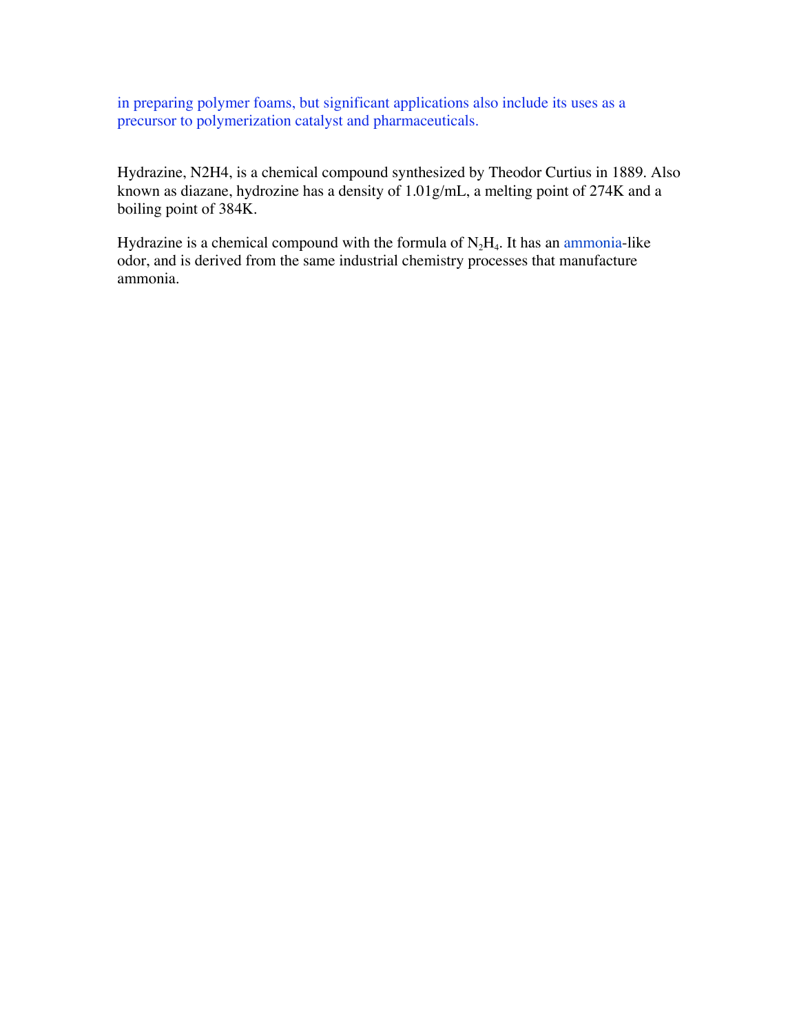in preparing polymer foams, but significant applications also include its uses as a precursor to polymerization catalyst and pharmaceuticals.

Hydrazine, N2H4, is a chemical compound synthesized by Theodor Curtius in 1889. Also known as diazane, hydrozine has a density of 1.01g/mL, a melting point of 274K and a boiling point of 384K.

Hydrazine is a chemical compound with the formula of $N_2H_4$. It has an ammonia-like odor, and is derived from the same industrial chemistry processes that manufacture ammonia.